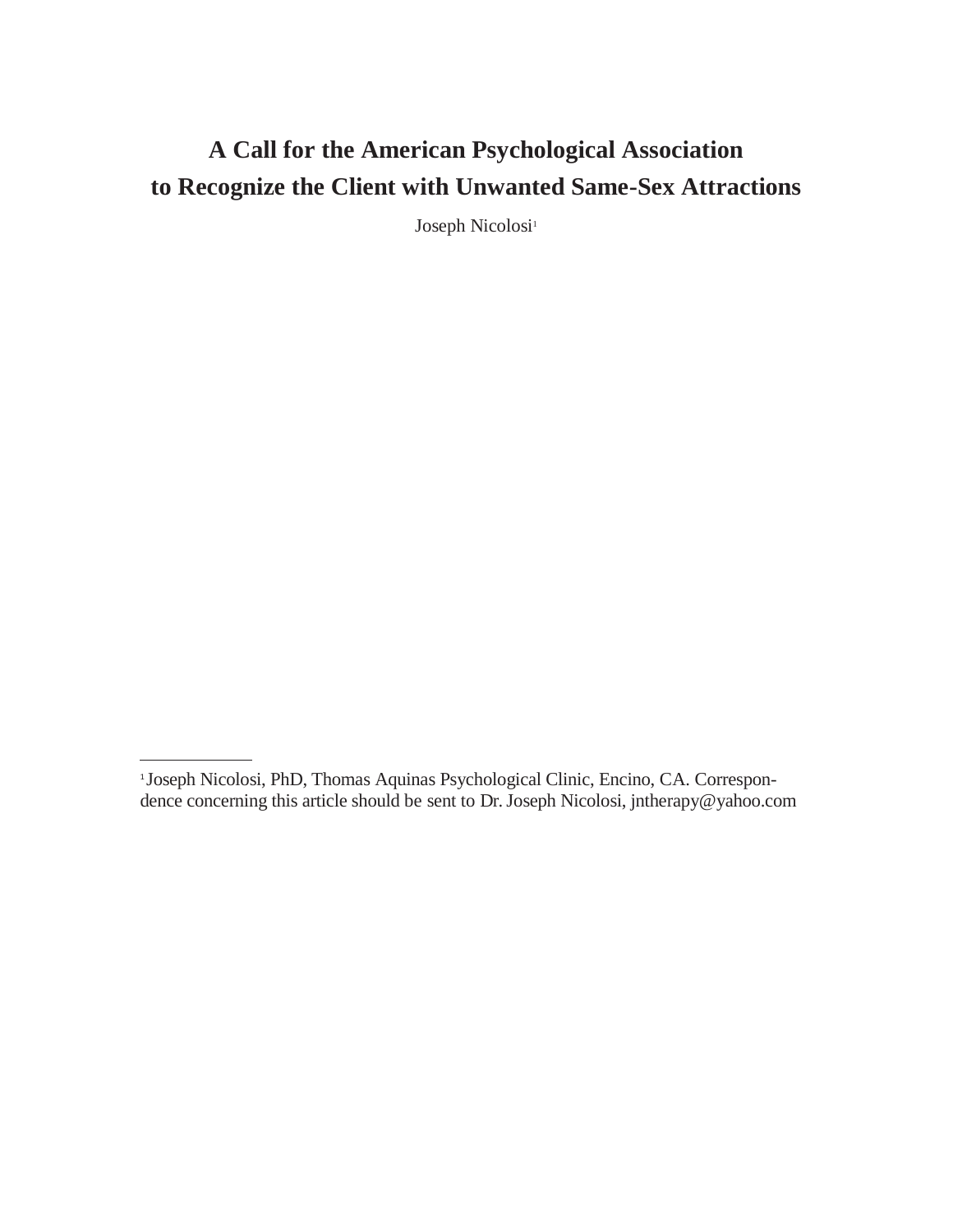# A Call for the American Psychological Association to Recognize the Client with Unwanted Same-Sex Attractions

Joseph Nicolosi[1]

---

[1] Joseph Nicolosi, PhD, Thomas Aquinas Psychological Clinic, Encino, CA. Correspondence concerning this article should be sent to Dr. Joseph Nicolosi, jntherapy@yahoo.com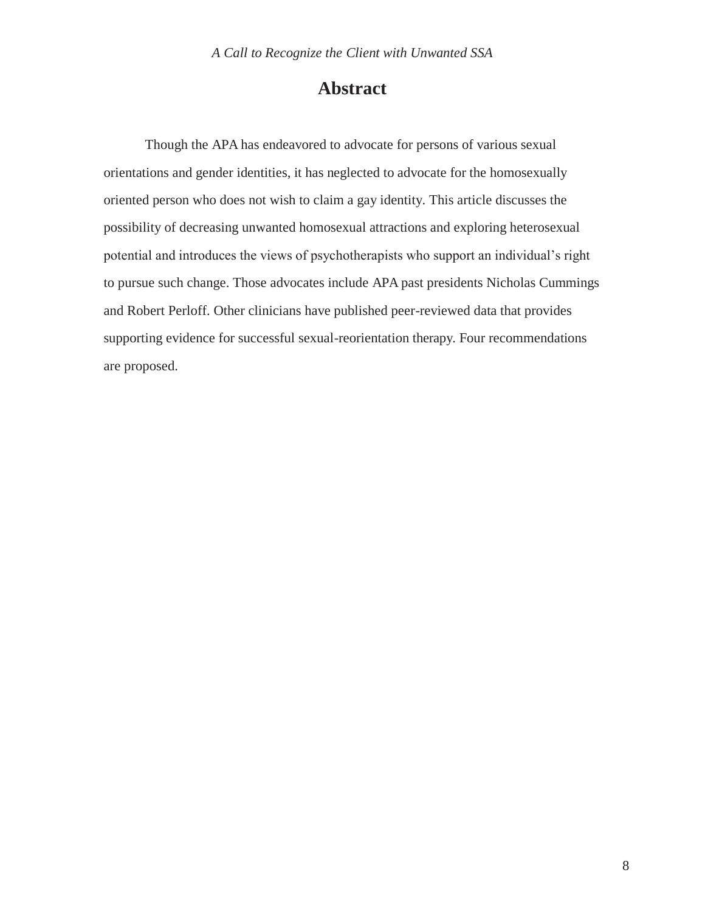## Abstract

Though the APA has endeavored to advocate for persons of various sexual orientations and gender identities, it has neglected to advocate for the homosexually oriented person who does not wish to claim a gay identity. This article discusses the possibility of decreasing unwanted homosexual attractions and exploring heterosexual potential and introduces the views of psychotherapists who support an individual's right to pursue such change. Those advocates include APA past presidents Nicholas Cummings and Robert Perloff. Other clinicians have published peer-reviewed data that provides supporting evidence for successful sexual-reorientation therapy. Four recommendations are proposed.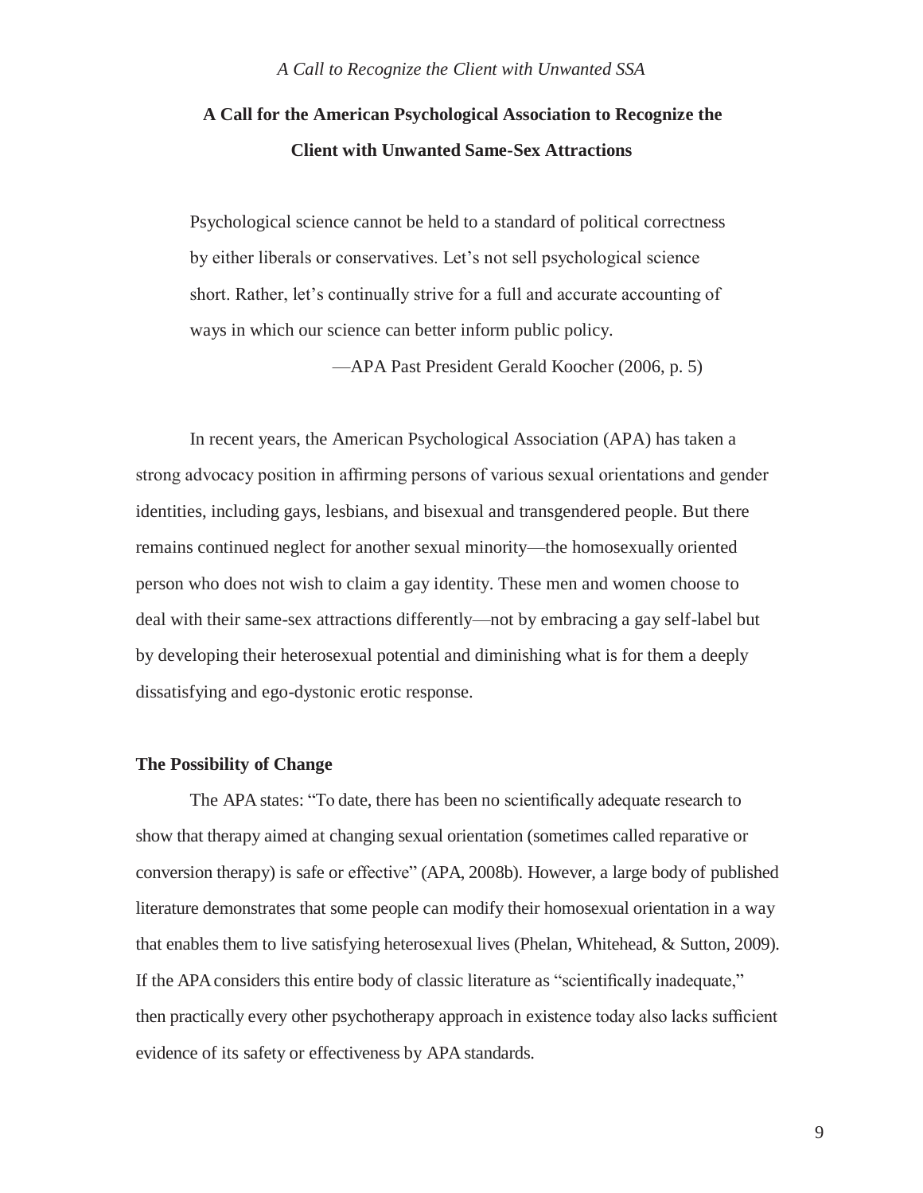# A Call for the American Psychological Association to Recognize the Client with Unwanted Same-Sex Attractions

> Psychological science cannot be held to a standard of political correctness by either liberals or conservatives. Let's not sell psychological science short. Rather, let's continually strive for a full and accurate accounting of ways in which our science can better inform public policy.
>
> —APA Past President Gerald Koocher (2006, p. 5)

In recent years, the American Psychological Association (APA) has taken a strong advocacy position in affirming persons of various sexual orientations and gender identities, including gays, lesbians, and bisexual and transgendered people. But there remains continued neglect for another sexual minority—the homosexually oriented person who does not wish to claim a gay identity. These men and women choose to deal with their same-sex attractions differently—not by embracing a gay self-label but by developing their heterosexual potential and diminishing what is for them a deeply dissatisfying and ego-dystonic erotic response.

## The Possibility of Change

The APA states: "To date, there has been no scientifically adequate research to show that therapy aimed at changing sexual orientation (sometimes called reparative or conversion therapy) is safe or effective" (APA, 2008b). However, a large body of published literature demonstrates that some people can modify their homosexual orientation in a way that enables them to live satisfying heterosexual lives (Phelan, Whitehead, & Sutton, 2009). If the APA considers this entire body of classic literature as "scientifically inadequate," then practically every other psychotherapy approach in existence today also lacks sufficient evidence of its safety or effectiveness by APA standards.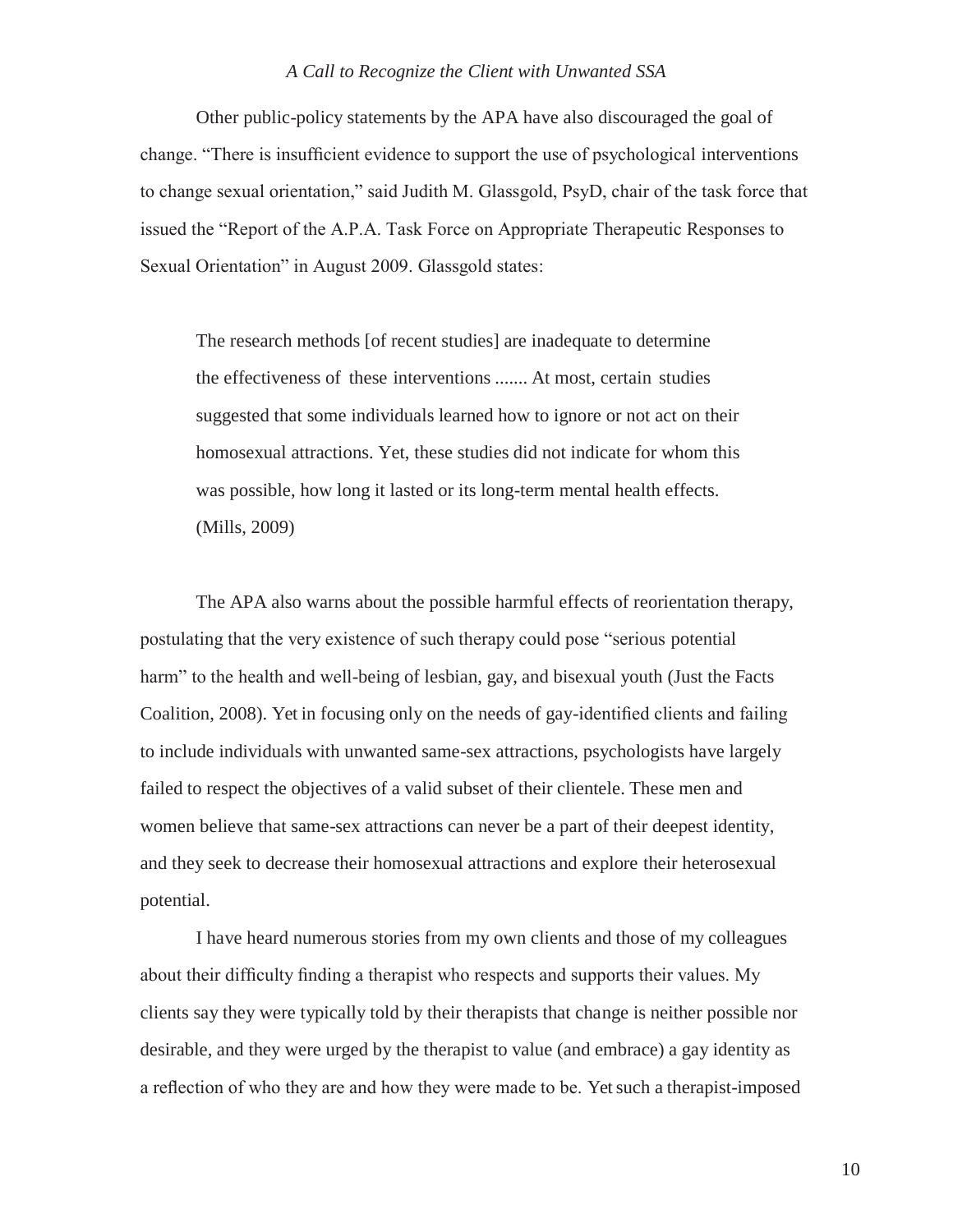Other public-policy statements by the APA have also discouraged the goal of change. “There is insufficient evidence to support the use of psychological interventions to change sexual orientation,” said Judith M. Glassgold, PsyD, chair of the task force that issued the “Report of the A.P.A. Task Force on Appropriate Therapeutic Responses to Sexual Orientation” in August 2009. Glassgold states:

> The research methods [of recent studies] are inadequate to determine the effectiveness of these interventions ....... At most, certain studies suggested that some individuals learned how to ignore or not act on their homosexual attractions. Yet, these studies did not indicate for whom this was possible, how long it lasted or its long-term mental health effects. (Mills, 2009)

The APA also warns about the possible harmful effects of reorientation therapy, postulating that the very existence of such therapy could pose “serious potential harm” to the health and well-being of lesbian, gay, and bisexual youth (Just the Facts Coalition, 2008). Yet in focusing only on the needs of gay-identified clients and failing to include individuals with unwanted same-sex attractions, psychologists have largely failed to respect the objectives of a valid subset of their clientele. These men and women believe that same-sex attractions can never be a part of their deepest identity, and they seek to decrease their homosexual attractions and explore their heterosexual potential.

I have heard numerous stories from my own clients and those of my colleagues about their difficulty finding a therapist who respects and supports their values. My clients say they were typically told by their therapists that change is neither possible nor desirable, and they were urged by the therapist to value (and embrace) a gay identity as a reflection of who they are and how they were made to be. Yet such a therapist-imposed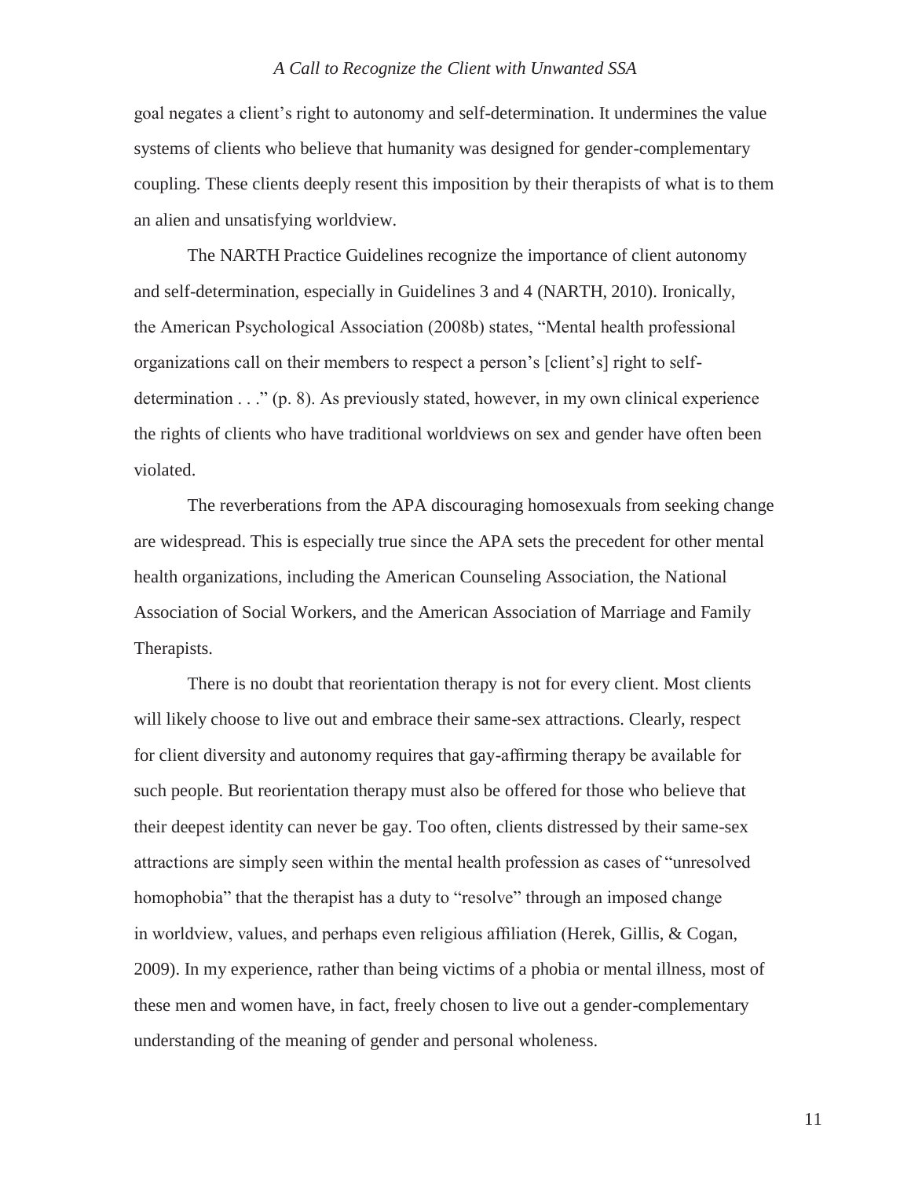goal negates a client's right to autonomy and self-determination. It undermines the value systems of clients who believe that humanity was designed for gender-complementary coupling. These clients deeply resent this imposition by their therapists of what is to them an alien and unsatisfying worldview.

The NARTH Practice Guidelines recognize the importance of client autonomy and self-determination, especially in Guidelines 3 and 4 (NARTH, 2010). Ironically, the American Psychological Association (2008b) states, "Mental health professional organizations call on their members to respect a person's [client's] right to self-determination . . ." (p. 8). As previously stated, however, in my own clinical experience the rights of clients who have traditional worldviews on sex and gender have often been violated.

The reverberations from the APA discouraging homosexuals from seeking change are widespread. This is especially true since the APA sets the precedent for other mental health organizations, including the American Counseling Association, the National Association of Social Workers, and the American Association of Marriage and Family Therapists.

There is no doubt that reorientation therapy is not for every client. Most clients will likely choose to live out and embrace their same-sex attractions. Clearly, respect for client diversity and autonomy requires that gay-affirming therapy be available for such people. But reorientation therapy must also be offered for those who believe that their deepest identity can never be gay. Too often, clients distressed by their same-sex attractions are simply seen within the mental health profession as cases of "unresolved homophobia" that the therapist has a duty to "resolve" through an imposed change in worldview, values, and perhaps even religious affiliation (Herek, Gillis, & Cogan, 2009). In my experience, rather than being victims of a phobia or mental illness, most of these men and women have, in fact, freely chosen to live out a gender-complementary understanding of the meaning of gender and personal wholeness.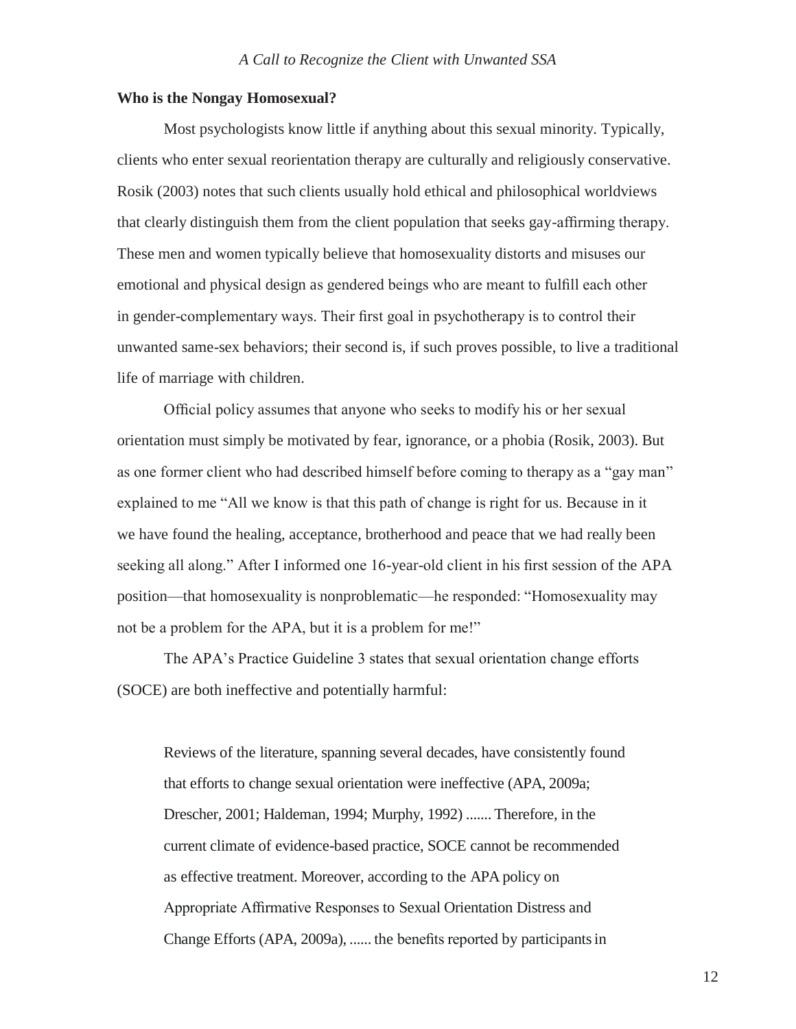**Who is the Nongay Homosexual?**

Most psychologists know little if anything about this sexual minority. Typically, clients who enter sexual reorientation therapy are culturally and religiously conservative. Rosik (2003) notes that such clients usually hold ethical and philosophical worldviews that clearly distinguish them from the client population that seeks gay-affirming therapy. These men and women typically believe that homosexuality distorts and misuses our emotional and physical design as gendered beings who are meant to fulfill each other in gender-complementary ways. Their first goal in psychotherapy is to control their unwanted same-sex behaviors; their second is, if such proves possible, to live a traditional life of marriage with children.

Official policy assumes that anyone who seeks to modify his or her sexual orientation must simply be motivated by fear, ignorance, or a phobia (Rosik, 2003). But as one former client who had described himself before coming to therapy as a "gay man" explained to me "All we know is that this path of change is right for us. Because in it we have found the healing, acceptance, brotherhood and peace that we had really been seeking all along." After I informed one 16-year-old client in his first session of the APA position—that homosexuality is nonproblematic—he responded: "Homosexuality may not be a problem for the APA, but it is a problem for me!"

The APA's Practice Guideline 3 states that sexual orientation change efforts (SOCE) are both ineffective and potentially harmful:

> Reviews of the literature, spanning several decades, have consistently found that efforts to change sexual orientation were ineffective (APA, 2009a; Drescher, 2001; Haldeman, 1994; Murphy, 1992) ....... Therefore, in the current climate of evidence-based practice, SOCE cannot be recommended as effective treatment. Moreover, according to the APA policy on Appropriate Affirmative Responses to Sexual Orientation Distress and Change Efforts (APA, 2009a), ...... the benefits reported by participants in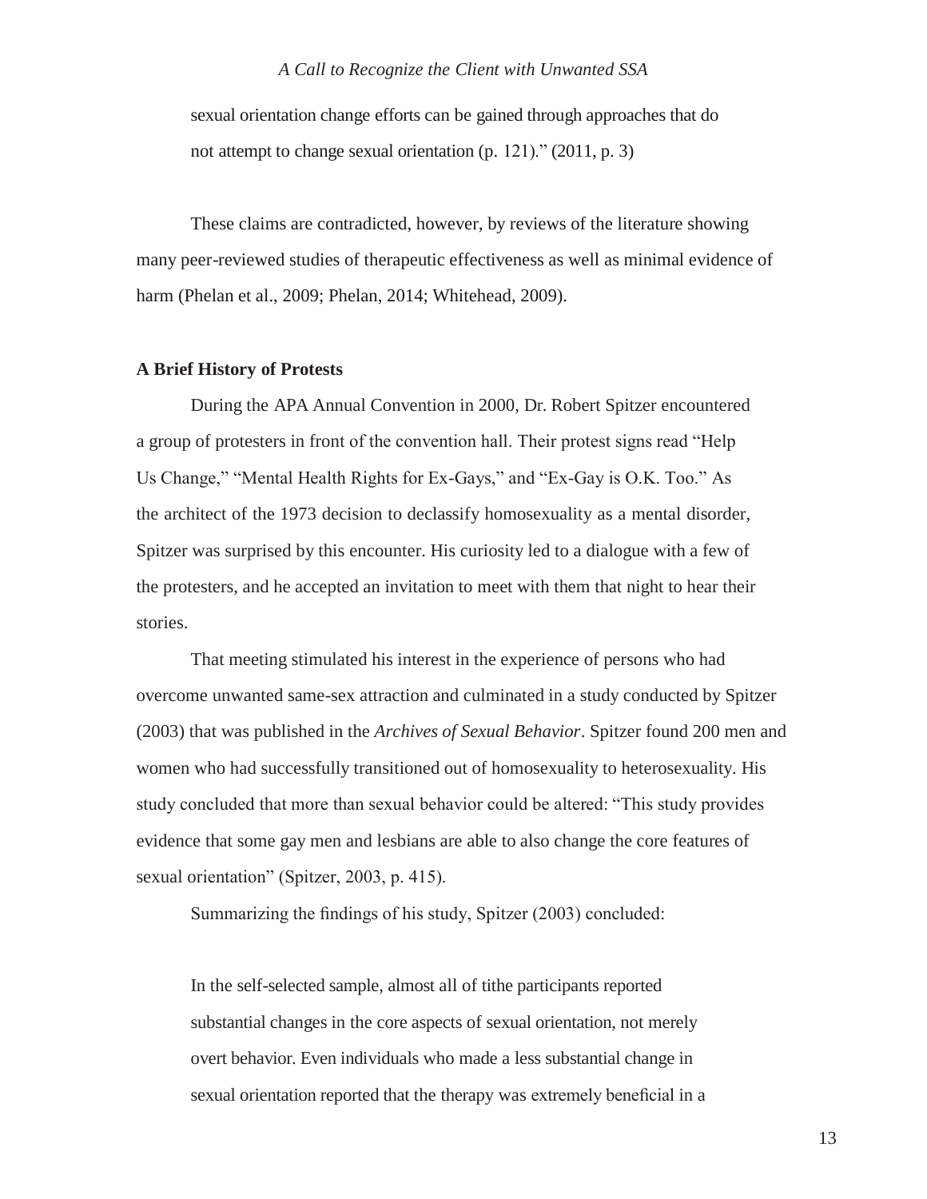> sexual orientation change efforts can be gained through approaches that do not attempt to change sexual orientation (p. 121)." (2011, p. 3)

These claims are contradicted, however, by reviews of the literature showing many peer-reviewed studies of therapeutic effectiveness as well as minimal evidence of harm (Phelan et al., 2009; Phelan, 2014; Whitehead, 2009).

**A Brief History of Protests**

During the APA Annual Convention in 2000, Dr. Robert Spitzer encountered a group of protesters in front of the convention hall. Their protest signs read "Help Us Change," "Mental Health Rights for Ex-Gays," and "Ex-Gay is O.K. Too." As the architect of the 1973 decision to declassify homosexuality as a mental disorder, Spitzer was surprised by this encounter. His curiosity led to a dialogue with a few of the protesters, and he accepted an invitation to meet with them that night to hear their stories.

That meeting stimulated his interest in the experience of persons who had overcome unwanted same-sex attraction and culminated in a study conducted by Spitzer (2003) that was published in the *Archives of Sexual Behavior*. Spitzer found 200 men and women who had successfully transitioned out of homosexuality to heterosexuality. His study concluded that more than sexual behavior could be altered: "This study provides evidence that some gay men and lesbians are able to also change the core features of sexual orientation" (Spitzer, 2003, p. 415).

Summarizing the findings of his study, Spitzer (2003) concluded:

> In the self-selected sample, almost all of tithe participants reported substantial changes in the core aspects of sexual orientation, not merely overt behavior. Even individuals who made a less substantial change in sexual orientation reported that the therapy was extremely beneficial in a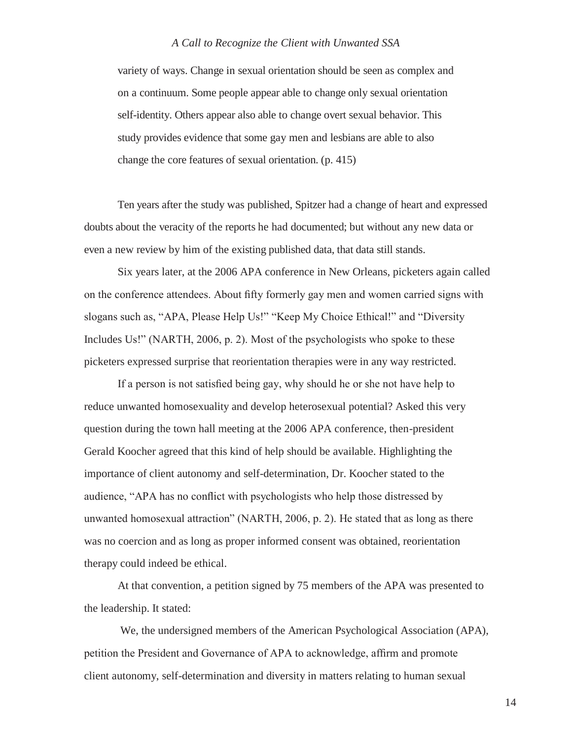> variety of ways. Change in sexual orientation should be seen as complex and on a continuum. Some people appear able to change only sexual orientation self-identity. Others appear also able to change overt sexual behavior. This study provides evidence that some gay men and lesbians are able to also change the core features of sexual orientation. (p. 415)

Ten years after the study was published, Spitzer had a change of heart and expressed doubts about the veracity of the reports he had documented; but without any new data or even a new review by him of the existing published data, that data still stands.

Six years later, at the 2006 APA conference in New Orleans, picketers again called on the conference attendees. About fifty formerly gay men and women carried signs with slogans such as, "APA, Please Help Us!" "Keep My Choice Ethical!" and "Diversity Includes Us!" (NARTH, 2006, p. 2). Most of the psychologists who spoke to these picketers expressed surprise that reorientation therapies were in any way restricted.

If a person is not satisfied being gay, why should he or she not have help to reduce unwanted homosexuality and develop heterosexual potential? Asked this very question during the town hall meeting at the 2006 APA conference, then-president Gerald Koocher agreed that this kind of help should be available. Highlighting the importance of client autonomy and self-determination, Dr. Koocher stated to the audience, "APA has no conflict with psychologists who help those distressed by unwanted homosexual attraction" (NARTH, 2006, p. 2). He stated that as long as there was no coercion and as long as proper informed consent was obtained, reorientation therapy could indeed be ethical.

At that convention, a petition signed by 75 members of the APA was presented to the leadership. It stated:

We, the undersigned members of the American Psychological Association (APA), petition the President and Governance of APA to acknowledge, affirm and promote client autonomy, self-determination and diversity in matters relating to human sexual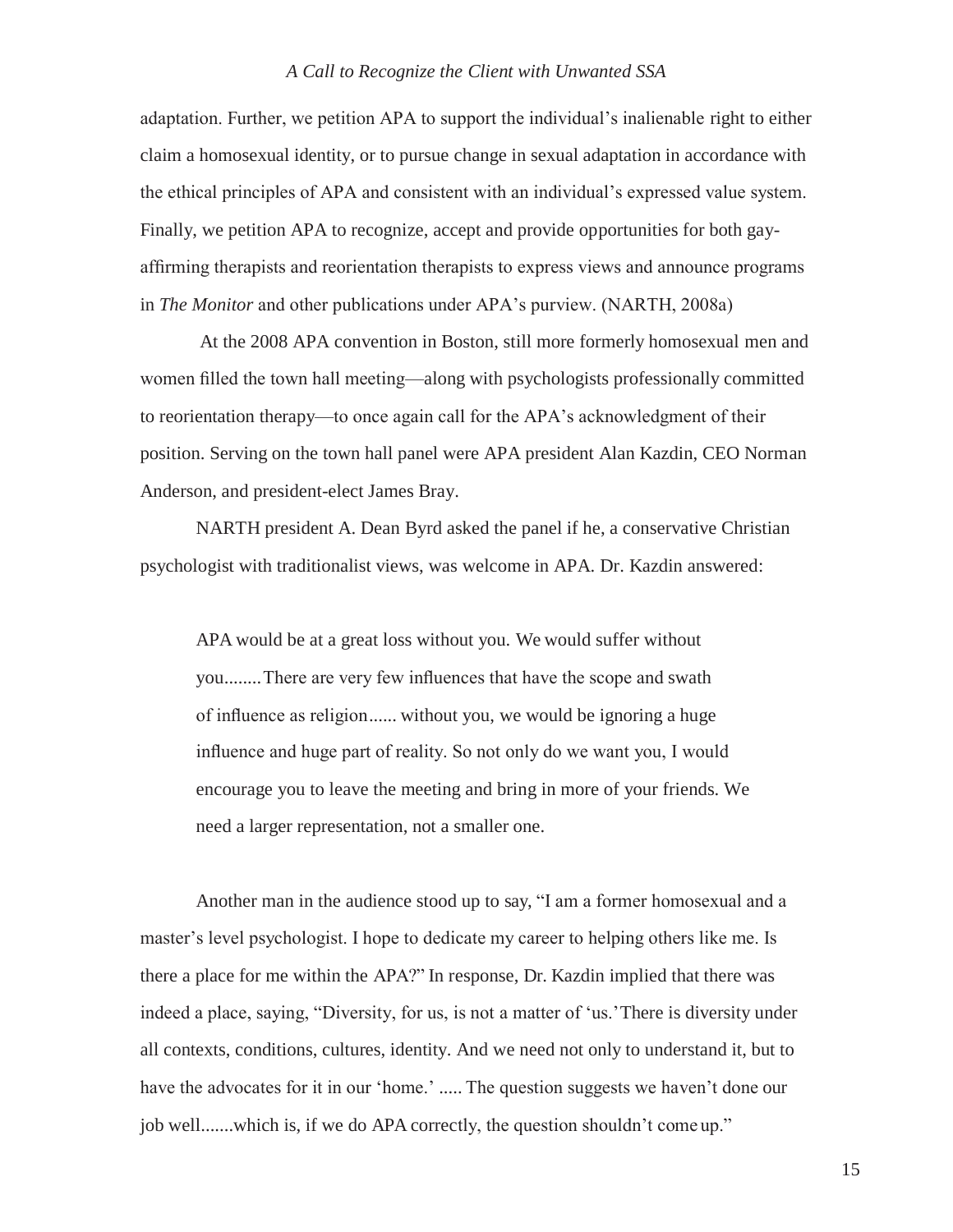adaptation. Further, we petition APA to support the individual's inalienable right to either claim a homosexual identity, or to pursue change in sexual adaptation in accordance with the ethical principles of APA and consistent with an individual's expressed value system. Finally, we petition APA to recognize, accept and provide opportunities for both gay-affirming therapists and reorientation therapists to express views and announce programs in *The Monitor* and other publications under APA's purview. (NARTH, 2008a)

At the 2008 APA convention in Boston, still more formerly homosexual men and women filled the town hall meeting—along with psychologists professionally committed to reorientation therapy—to once again call for the APA's acknowledgment of their position. Serving on the town hall panel were APA president Alan Kazdin, CEO Norman Anderson, and president-elect James Bray.

NARTH president A. Dean Byrd asked the panel if he, a conservative Christian psychologist with traditionalist views, was welcome in APA. Dr. Kazdin answered:

> APA would be at a great loss without you. We would suffer without you........There are very few influences that have the scope and swath of influence as religion...... without you, we would be ignoring a huge influence and huge part of reality. So not only do we want you, I would encourage you to leave the meeting and bring in more of your friends. We need a larger representation, not a smaller one.

Another man in the audience stood up to say, "I am a former homosexual and a master's level psychologist. I hope to dedicate my career to helping others like me. Is there a place for me within the APA?" In response, Dr. Kazdin implied that there was indeed a place, saying, "Diversity, for us, is not a matter of 'us.' There is diversity under all contexts, conditions, cultures, identity. And we need not only to understand it, but to have the advocates for it in our 'home.' ..... The question suggests we haven't done our job well.......which is, if we do APA correctly, the question shouldn't come up."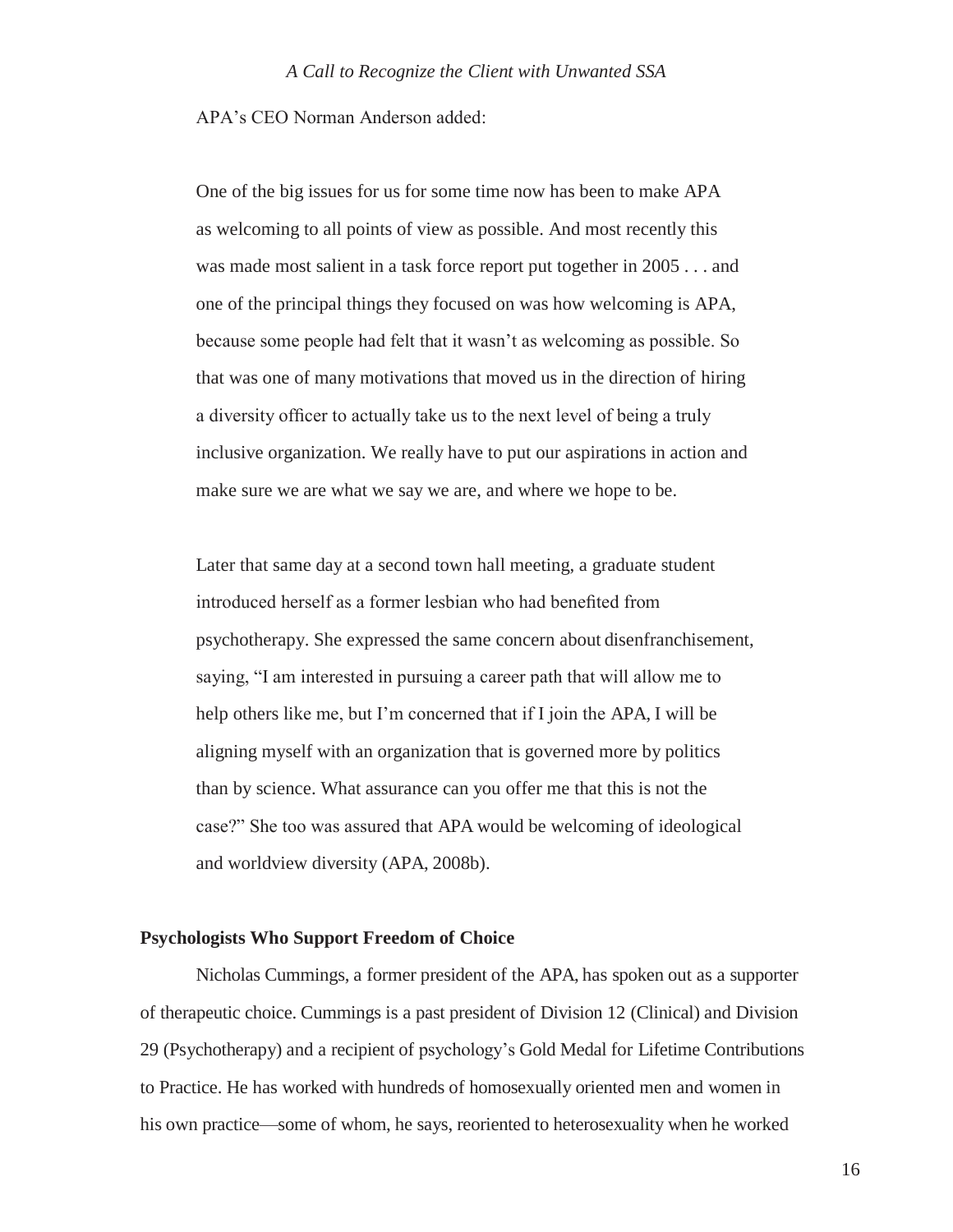APA's CEO Norman Anderson added:

> One of the big issues for us for some time now has been to make APA as welcoming to all points of view as possible. And most recently this was made most salient in a task force report put together in 2005 . . . and one of the principal things they focused on was how welcoming is APA, because some people had felt that it wasn't as welcoming as possible. So that was one of many motivations that moved us in the direction of hiring a diversity officer to actually take us to the next level of being a truly inclusive organization. We really have to put our aspirations in action and make sure we are what we say we are, and where we hope to be.

> Later that same day at a second town hall meeting, a graduate student introduced herself as a former lesbian who had benefited from psychotherapy. She expressed the same concern about disenfranchisement, saying, "I am interested in pursuing a career path that will allow me to help others like me, but I'm concerned that if I join the APA, I will be aligning myself with an organization that is governed more by politics than by science. What assurance can you offer me that this is not the case?" She too was assured that APA would be welcoming of ideological and worldview diversity (APA, 2008b).

**Psychologists Who Support Freedom of Choice**

Nicholas Cummings, a former president of the APA, has spoken out as a supporter of therapeutic choice. Cummings is a past president of Division 12 (Clinical) and Division 29 (Psychotherapy) and a recipient of psychology's Gold Medal for Lifetime Contributions to Practice. He has worked with hundreds of homosexually oriented men and women in his own practice—some of whom, he says, reoriented to heterosexuality when he worked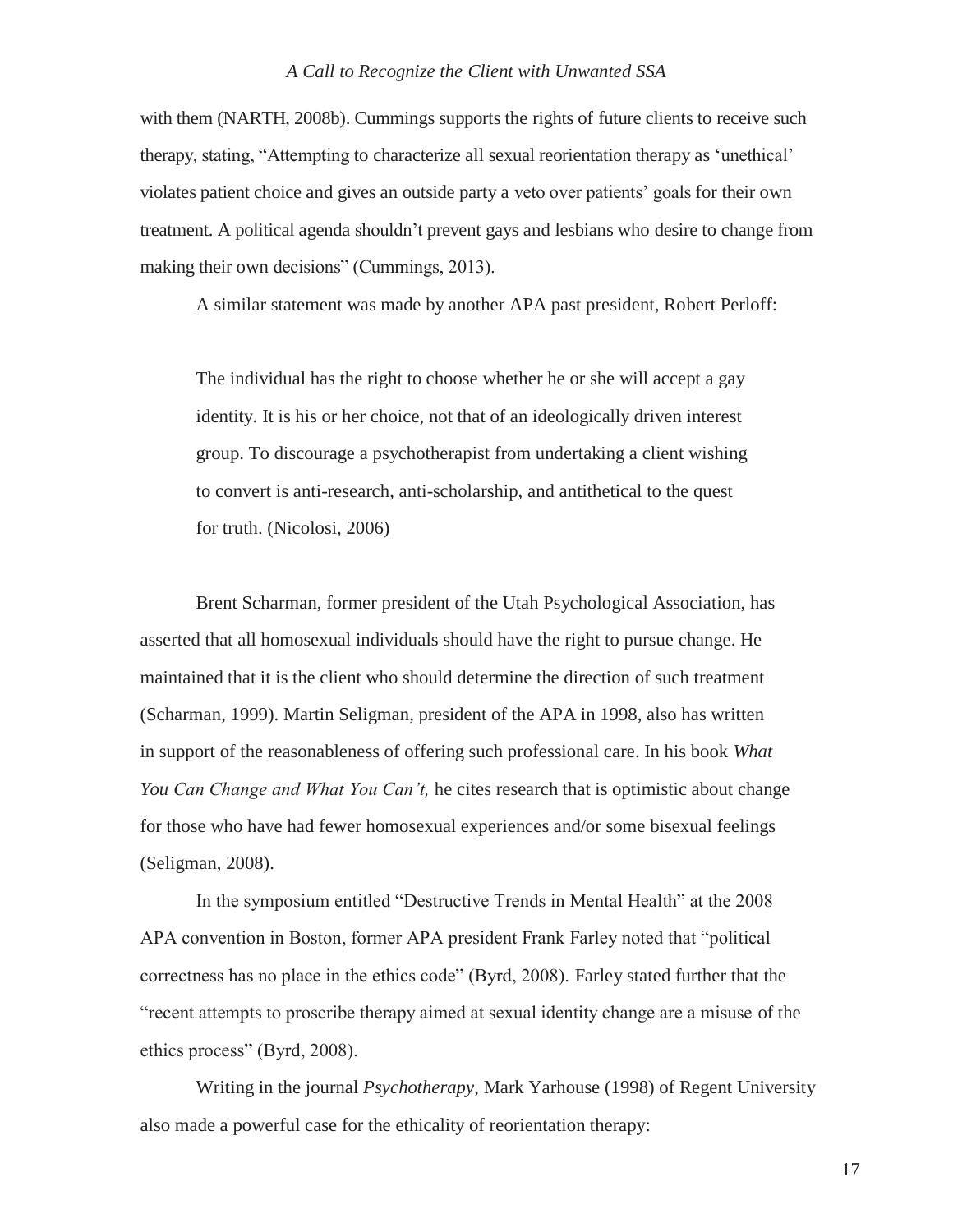with them (NARTH, 2008b). Cummings supports the rights of future clients to receive such therapy, stating, "Attempting to characterize all sexual reorientation therapy as 'unethical' violates patient choice and gives an outside party a veto over patients' goals for their own treatment. A political agenda shouldn't prevent gays and lesbians who desire to change from making their own decisions" (Cummings, 2013).

A similar statement was made by another APA past president, Robert Perloff:

> The individual has the right to choose whether he or she will accept a gay identity. It is his or her choice, not that of an ideologically driven interest group. To discourage a psychotherapist from undertaking a client wishing to convert is anti-research, anti-scholarship, and antithetical to the quest for truth. (Nicolosi, 2006)

Brent Scharman, former president of the Utah Psychological Association, has asserted that all homosexual individuals should have the right to pursue change. He maintained that it is the client who should determine the direction of such treatment (Scharman, 1999). Martin Seligman, president of the APA in 1998, also has written in support of the reasonableness of offering such professional care. In his book *What You Can Change and What You Can't,* he cites research that is optimistic about change for those who have had fewer homosexual experiences and/or some bisexual feelings (Seligman, 2008).

In the symposium entitled "Destructive Trends in Mental Health" at the 2008 APA convention in Boston, former APA president Frank Farley noted that "political correctness has no place in the ethics code" (Byrd, 2008). Farley stated further that the "recent attempts to proscribe therapy aimed at sexual identity change are a misuse of the ethics process" (Byrd, 2008).

Writing in the journal *Psychotherapy*, Mark Yarhouse (1998) of Regent University also made a powerful case for the ethicality of reorientation therapy: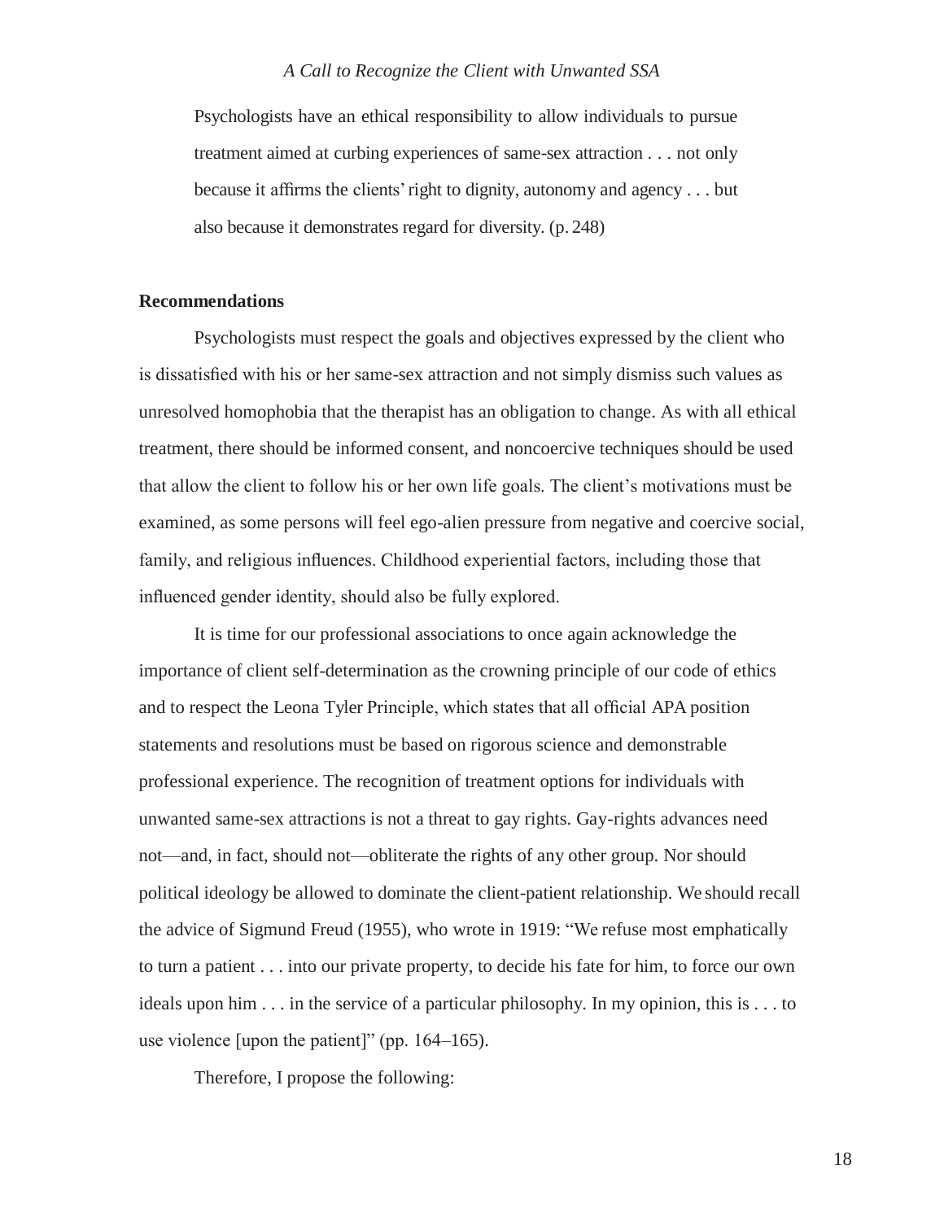> Psychologists have an ethical responsibility to allow individuals to pursue treatment aimed at curbing experiences of same-sex attraction . . . not only because it affirms the clients' right to dignity, autonomy and agency . . . but also because it demonstrates regard for diversity. (p. 248)

**Recommendations**

Psychologists must respect the goals and objectives expressed by the client who is dissatisfied with his or her same-sex attraction and not simply dismiss such values as unresolved homophobia that the therapist has an obligation to change. As with all ethical treatment, there should be informed consent, and noncoercive techniques should be used that allow the client to follow his or her own life goals. The client's motivations must be examined, as some persons will feel ego-alien pressure from negative and coercive social, family, and religious influences. Childhood experiential factors, including those that influenced gender identity, should also be fully explored.

It is time for our professional associations to once again acknowledge the importance of client self-determination as the crowning principle of our code of ethics and to respect the Leona Tyler Principle, which states that all official APA position statements and resolutions must be based on rigorous science and demonstrable professional experience. The recognition of treatment options for individuals with unwanted same-sex attractions is not a threat to gay rights. Gay-rights advances need not—and, in fact, should not—obliterate the rights of any other group. Nor should political ideology be allowed to dominate the client-patient relationship. We should recall the advice of Sigmund Freud (1955), who wrote in 1919: "We refuse most emphatically to turn a patient . . . into our private property, to decide his fate for him, to force our own ideals upon him . . . in the service of a particular philosophy. In my opinion, this is . . . to use violence [upon the patient]" (pp. 164–165).

Therefore, I propose the following: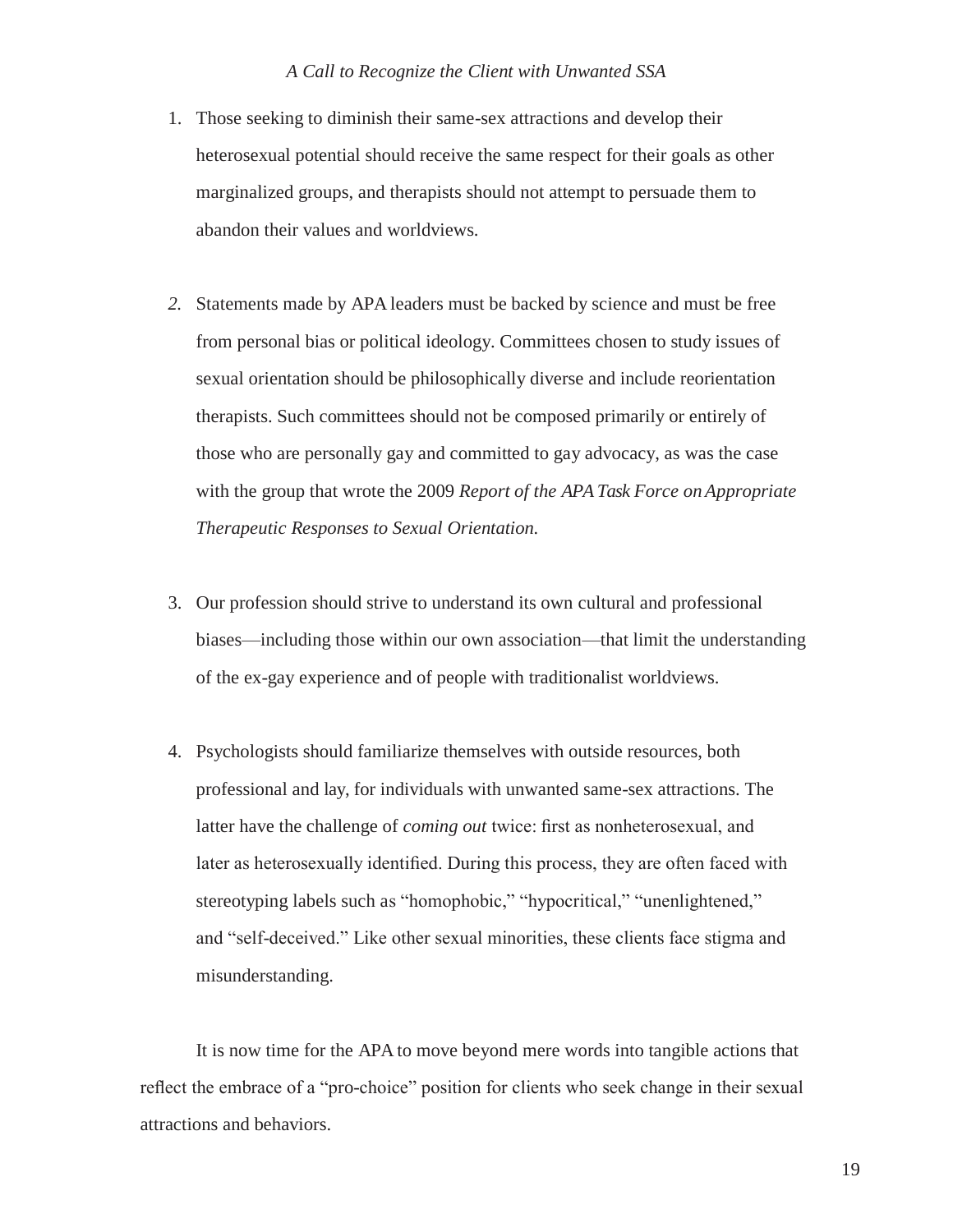1. Those seeking to diminish their same-sex attractions and develop their heterosexual potential should receive the same respect for their goals as other marginalized groups, and therapists should not attempt to persuade them to abandon their values and worldviews.

2. Statements made by APA leaders must be backed by science and must be free from personal bias or political ideology. Committees chosen to study issues of sexual orientation should be philosophically diverse and include reorientation therapists. Such committees should not be composed primarily or entirely of those who are personally gay and committed to gay advocacy, as was the case with the group that wrote the 2009 *Report of the APA Task Force on Appropriate Therapeutic Responses to Sexual Orientation.*

3. Our profession should strive to understand its own cultural and professional biases—including those within our own association—that limit the understanding of the ex-gay experience and of people with traditionalist worldviews.

4. Psychologists should familiarize themselves with outside resources, both professional and lay, for individuals with unwanted same-sex attractions. The latter have the challenge of *coming out* twice: first as nonheterosexual, and later as heterosexually identified. During this process, they are often faced with stereotyping labels such as "homophobic," "hypocritical," "unenlightened," and "self-deceived." Like other sexual minorities, these clients face stigma and misunderstanding.

It is now time for the APA to move beyond mere words into tangible actions that reflect the embrace of a "pro-choice" position for clients who seek change in their sexual attractions and behaviors.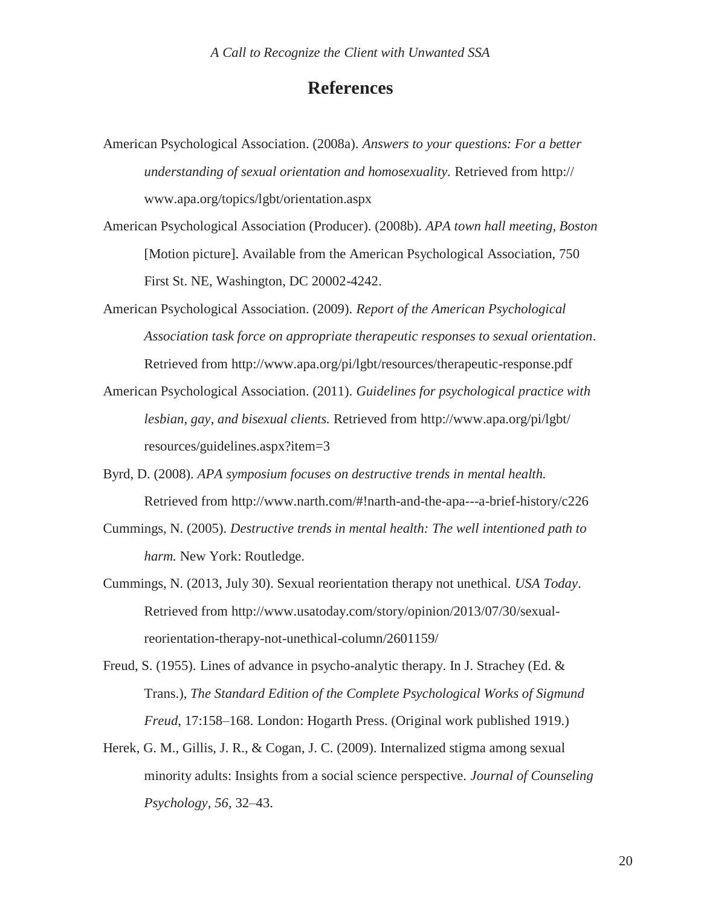# References

American Psychological Association. (2008a). *Answers to your questions: For a better understanding of sexual orientation and homosexuality.* Retrieved from http://www.apa.org/topics/lgbt/orientation.aspx

American Psychological Association (Producer). (2008b). *APA town hall meeting, Boston* [Motion picture]. Available from the American Psychological Association, 750 First St. NE, Washington, DC 20002-4242.

American Psychological Association. (2009). *Report of the American Psychological Association task force on appropriate therapeutic responses to sexual orientation*. Retrieved from http://www.apa.org/pi/lgbt/resources/therapeutic-response.pdf

American Psychological Association. (2011). *Guidelines for psychological practice with lesbian, gay, and bisexual clients.* Retrieved from http://www.apa.org/pi/lgbt/resources/guidelines.aspx?item=3

Byrd, D. (2008). *APA symposium focuses on destructive trends in mental health.* Retrieved from http://www.narth.com/#!narth-and-the-apa---a-brief-history/c226

Cummings, N. (2005). *Destructive trends in mental health: The well intentioned path to harm.* New York: Routledge.

Cummings, N. (2013, July 30). Sexual reorientation therapy not unethical. *USA Today*. Retrieved from http://www.usatoday.com/story/opinion/2013/07/30/sexual-reorientation-therapy-not-unethical-column/2601159/

Freud, S. (1955). Lines of advance in psycho-analytic therapy. In J. Strachey (Ed. & Trans.), *The Standard Edition of the Complete Psychological Works of Sigmund Freud*, 17:158–168. London: Hogarth Press. (Original work published 1919.)

Herek, G. M., Gillis, J. R., & Cogan, J. C. (2009). Internalized stigma among sexual minority adults: Insights from a social science perspective. *Journal of Counseling Psychology*, *56*, 32–43.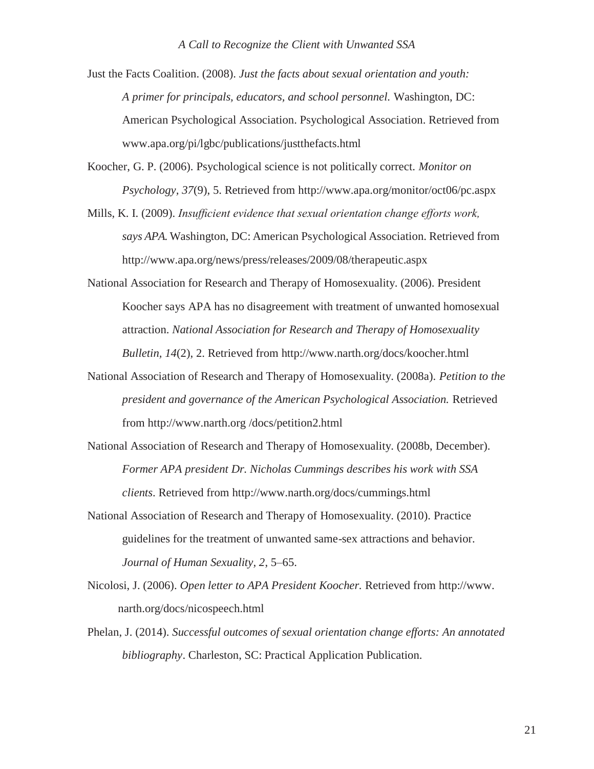Just the Facts Coalition. (2008). *Just the facts about sexual orientation and youth: A primer for principals, educators, and school personnel.* Washington, DC: American Psychological Association. Psychological Association. Retrieved from www.apa.org/pi/lgbc/publications/justthefacts.html

Koocher, G. P. (2006). Psychological science is not politically correct. *Monitor on Psychology, 37*(9), 5. Retrieved from http://www.apa.org/monitor/oct06/pc.aspx

Mills, K. I. (2009). *Insufficient evidence that sexual orientation change efforts work, says APA.* Washington, DC: American Psychological Association. Retrieved from http://www.apa.org/news/press/releases/2009/08/therapeutic.aspx

National Association for Research and Therapy of Homosexuality. (2006). President Koocher says APA has no disagreement with treatment of unwanted homosexual attraction. *National Association for Research and Therapy of Homosexuality Bulletin, 14*(2), 2. Retrieved from http://www.narth.org/docs/koocher.html

National Association of Research and Therapy of Homosexuality. (2008a). *Petition to the president and governance of the American Psychological Association.* Retrieved from http://www.narth.org /docs/petition2.html

National Association of Research and Therapy of Homosexuality. (2008b, December). *Former APA president Dr. Nicholas Cummings describes his work with SSA clients*. Retrieved from http://www.narth.org/docs/cummings.html

National Association of Research and Therapy of Homosexuality. (2010). Practice guidelines for the treatment of unwanted same-sex attractions and behavior. *Journal of Human Sexuality*, *2*, 5–65.

Nicolosi, J. (2006). *Open letter to APA President Koocher.* Retrieved from http://www. narth.org/docs/nicospeech.html

Phelan, J. (2014). *Successful outcomes of sexual orientation change efforts: An annotated bibliography*. Charleston, SC: Practical Application Publication.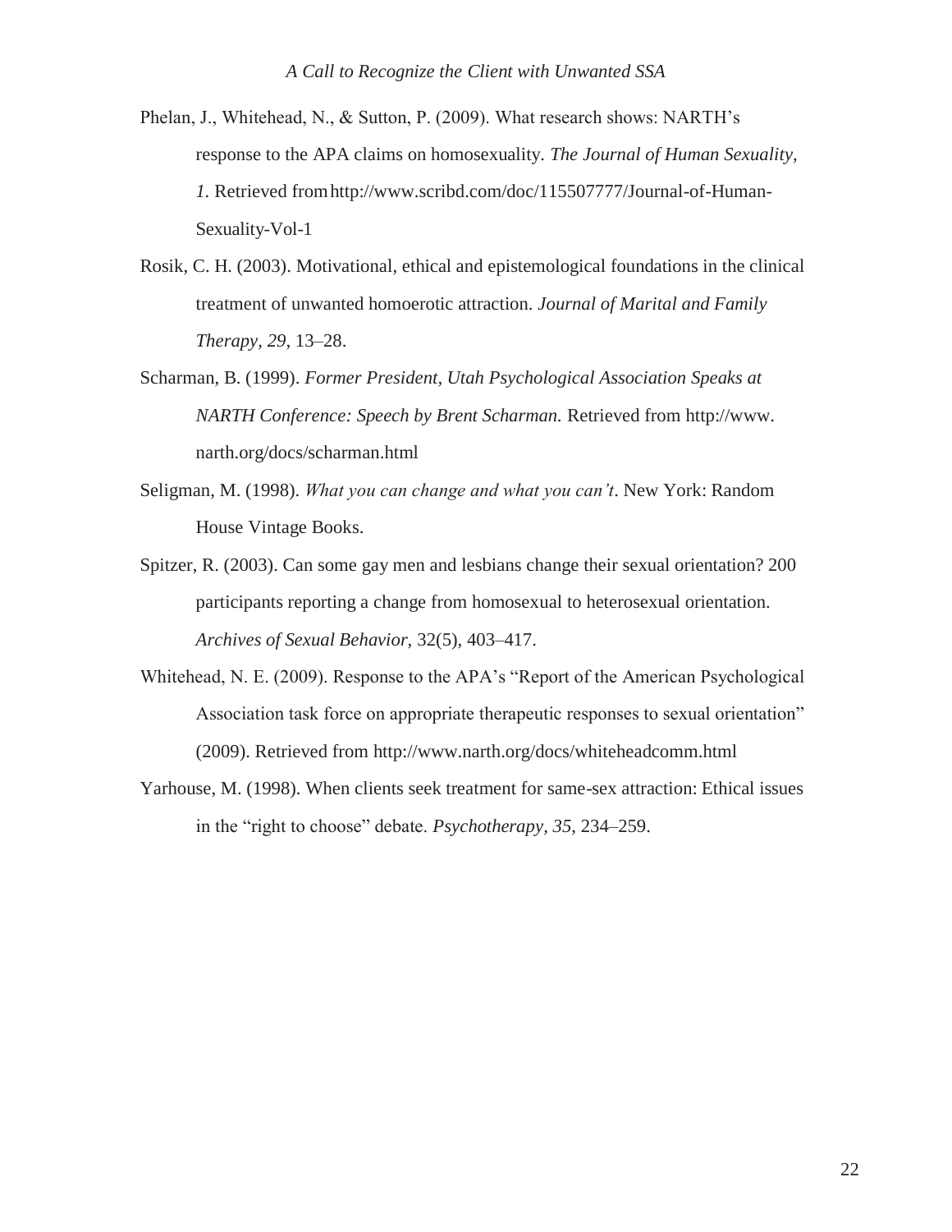Phelan, J., Whitehead, N., & Sutton, P. (2009). What research shows: NARTH's response to the APA claims on homosexuality. *The Journal of Human Sexuality, 1*. Retrieved from http://www.scribd.com/doc/115507777/Journal-of-Human-Sexuality-Vol-1

Rosik, C. H. (2003). Motivational, ethical and epistemological foundations in the clinical treatment of unwanted homoerotic attraction. *Journal of Marital and Family Therapy, 29*, 13–28.

Scharman, B. (1999). *Former President, Utah Psychological Association Speaks at NARTH Conference: Speech by Brent Scharman.* Retrieved from http://www.narth.org/docs/scharman.html

Seligman, M. (1998). *What you can change and what you can't*. New York: Random House Vintage Books.

Spitzer, R. (2003). Can some gay men and lesbians change their sexual orientation? 200 participants reporting a change from homosexual to heterosexual orientation. *Archives of Sexual Behavior,* 32(5), 403–417.

Whitehead, N. E. (2009). Response to the APA's "Report of the American Psychological Association task force on appropriate therapeutic responses to sexual orientation" (2009). Retrieved from http://www.narth.org/docs/whiteheadcomm.html

Yarhouse, M. (1998). When clients seek treatment for same-sex attraction: Ethical issues in the "right to choose" debate. *Psychotherapy, 35*, 234–259.